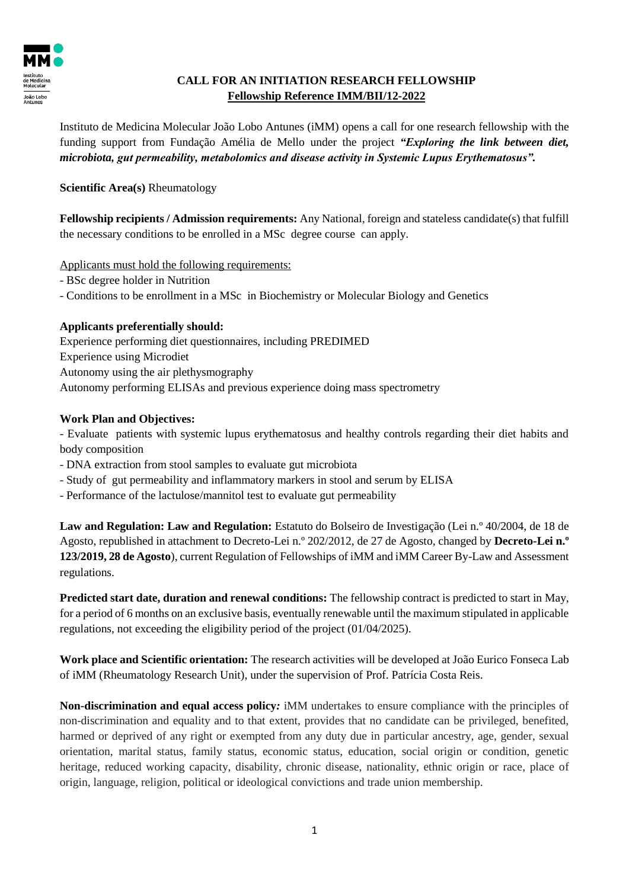# CALL FOR AN INITIATION RESEARCH FELLOWSHIP

## Fellowship Reference IMM/BII/12-2022

Instituto de Medicina Molecular João Lobo Antunes (iMM) opens a call for one research fellowship with the funding support from Fundação Amélia de Mello under the project ***"Exploring the link between diet, microbiota, gut permeability, metabolomics and disease activity in Systemic Lupus Erythematosus".***

**Scientific Area(s)** Rheumatology

**Fellowship recipients / Admission requirements:** Any National, foreign and stateless candidate(s) that fulfill the necessary conditions to be enrolled in a MSc degree course can apply.

Applicants must hold the following requirements:

- BSc degree holder in Nutrition
- Conditions to be enrollment in a MSc in Biochemistry or Molecular Biology and Genetics

**Applicants preferentially should:**

Experience performing diet questionnaires, including PREDIMED
Experience using Microdiet
Autonomy using the air plethysmography
Autonomy performing ELISAs and previous experience doing mass spectrometry

**Work Plan and Objectives:**

- Evaluate patients with systemic lupus erythematosus and healthy controls regarding their diet habits and body composition
- DNA extraction from stool samples to evaluate gut microbiota
- Study of gut permeability and inflammatory markers in stool and serum by ELISA
- Performance of the lactulose/mannitol test to evaluate gut permeability

**Law and Regulation: Law and Regulation:** Estatuto do Bolseiro de Investigação (Lei n.º 40/2004, de 18 de Agosto, republished in attachment to Decreto-Lei n.º 202/2012, de 27 de Agosto, changed by **Decreto-Lei n.º 123/2019, 28 de Agosto**), current Regulation of Fellowships of iMM and iMM Career By-Law and Assessment regulations.

**Predicted start date, duration and renewal conditions:** The fellowship contract is predicted to start in May, for a period of 6 months on an exclusive basis, eventually renewable until the maximum stipulated in applicable regulations, not exceeding the eligibility period of the project (01/04/2025).

**Work place and Scientific orientation:** The research activities will be developed at João Eurico Fonseca Lab of iMM (Rheumatology Research Unit), under the supervision of Prof. Patrícia Costa Reis.

**Non-discrimination and equal access policy*:*** iMM undertakes to ensure compliance with the principles of non-discrimination and equality and to that extent, provides that no candidate can be privileged, benefited, harmed or deprived of any right or exempted from any duty due in particular ancestry, age, gender, sexual orientation, marital status, family status, economic status, education, social origin or condition, genetic heritage, reduced working capacity, disability, chronic disease, nationality, ethnic origin or race, place of origin, language, religion, political or ideological convictions and trade union membership.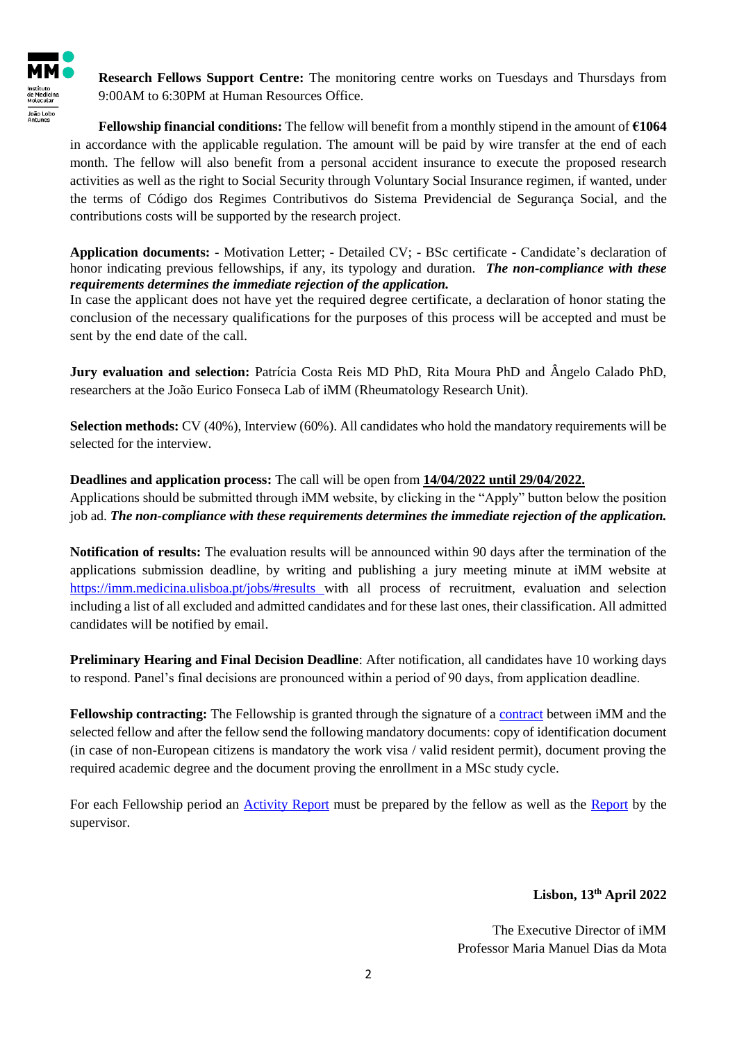**Research Fellows Support Centre:** The monitoring centre works on Tuesdays and Thursdays from 9:00AM to 6:30PM at Human Resources Office.

**Fellowship financial conditions:** The fellow will benefit from a monthly stipend in the amount of **€1064** in accordance with the applicable regulation. The amount will be paid by wire transfer at the end of each month. The fellow will also benefit from a personal accident insurance to execute the proposed research activities as well as the right to Social Security through Voluntary Social Insurance regimen, if wanted, under the terms of Código dos Regimes Contributivos do Sistema Previdencial de Segurança Social, and the contributions costs will be supported by the research project.

**Application documents:** - Motivation Letter; - Detailed CV; - BSc certificate - Candidate's declaration of honor indicating previous fellowships, if any, its typology and duration. ***The non-compliance with these requirements determines the immediate rejection of the application.***
In case the applicant does not have yet the required degree certificate, a declaration of honor stating the conclusion of the necessary qualifications for the purposes of this process will be accepted and must be sent by the end date of the call.

**Jury evaluation and selection:** Patrícia Costa Reis MD PhD, Rita Moura PhD and Ângelo Calado PhD, researchers at the João Eurico Fonseca Lab of iMM (Rheumatology Research Unit).

**Selection methods:** CV (40%), Interview (60%). All candidates who hold the mandatory requirements will be selected for the interview.

**Deadlines and application process:** The call will be open from **14/04/2022 until 29/04/2022.**
Applications should be submitted through iMM website, by clicking in the "Apply" button below the position job ad. ***The non-compliance with these requirements determines the immediate rejection of the application.***

**Notification of results:** The evaluation results will be announced within 90 days after the termination of the applications submission deadline, by writing and publishing a jury meeting minute at iMM website at https://imm.medicina.ulisboa.pt/jobs/#results with all process of recruitment, evaluation and selection including a list of all excluded and admitted candidates and for these last ones, their classification. All admitted candidates will be notified by email.

**Preliminary Hearing and Final Decision Deadline**: After notification, all candidates have 10 working days to respond. Panel's final decisions are pronounced within a period of 90 days, from application deadline.

**Fellowship contracting:** The Fellowship is granted through the signature of a contract between iMM and the selected fellow and after the fellow send the following mandatory documents: copy of identification document (in case of non-European citizens is mandatory the work visa / valid resident permit), document proving the required academic degree and the document proving the enrollment in a MSc study cycle.

For each Fellowship period an Activity Report must be prepared by the fellow as well as the Report by the supervisor.

**Lisbon, 13th April 2022**

The Executive Director of iMM
Professor Maria Manuel Dias da Mota